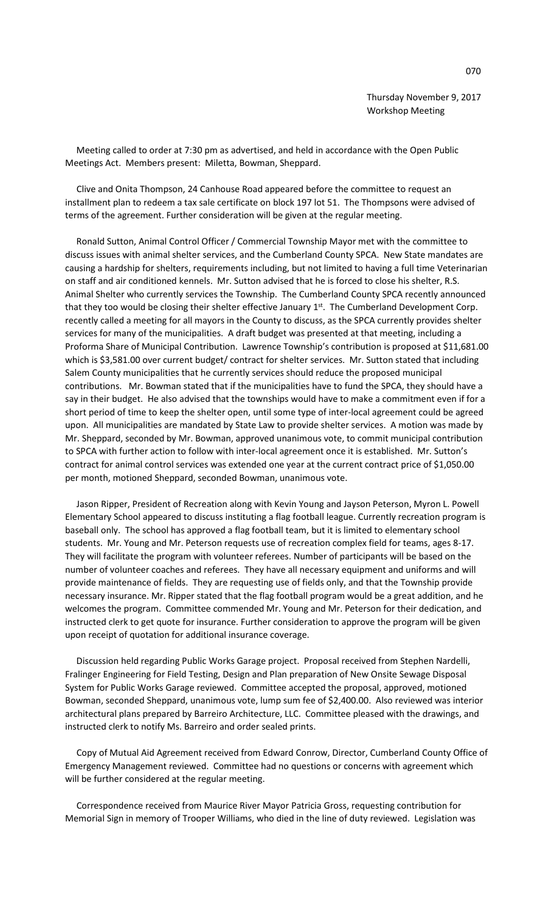Thursday November 9, 2017
Workshop Meeting

Meeting called to order at 7:30 pm as advertised, and held in accordance with the Open Public Meetings Act. Members present: Miletta, Bowman, Sheppard.

Clive and Onita Thompson, 24 Canhouse Road appeared before the committee to request an installment plan to redeem a tax sale certificate on block 197 lot 51. The Thompsons were advised of terms of the agreement. Further consideration will be given at the regular meeting.

Ronald Sutton, Animal Control Officer / Commercial Township Mayor met with the committee to discuss issues with animal shelter services, and the Cumberland County SPCA. New State mandates are causing a hardship for shelters, requirements including, but not limited to having a full time Veterinarian on staff and air conditioned kennels. Mr. Sutton advised that he is forced to close his shelter, R.S. Animal Shelter who currently services the Township. The Cumberland County SPCA recently announced that they too would be closing their shelter effective January 1st. The Cumberland Development Corp. recently called a meeting for all mayors in the County to discuss, as the SPCA currently provides shelter services for many of the municipalities. A draft budget was presented at that meeting, including a Proforma Share of Municipal Contribution. Lawrence Township's contribution is proposed at $11,681.00 which is $3,581.00 over current budget/ contract for shelter services. Mr. Sutton stated that including Salem County municipalities that he currently services should reduce the proposed municipal contributions. Mr. Bowman stated that if the municipalities have to fund the SPCA, they should have a say in their budget. He also advised that the townships would have to make a commitment even if for a short period of time to keep the shelter open, until some type of inter-local agreement could be agreed upon. All municipalities are mandated by State Law to provide shelter services. A motion was made by Mr. Sheppard, seconded by Mr. Bowman, approved unanimous vote, to commit municipal contribution to SPCA with further action to follow with inter-local agreement once it is established. Mr. Sutton's contract for animal control services was extended one year at the current contract price of $1,050.00 per month, motioned Sheppard, seconded Bowman, unanimous vote.

Jason Ripper, President of Recreation along with Kevin Young and Jayson Peterson, Myron L. Powell Elementary School appeared to discuss instituting a flag football league. Currently recreation program is baseball only. The school has approved a flag football team, but it is limited to elementary school students. Mr. Young and Mr. Peterson requests use of recreation complex field for teams, ages 8-17. They will facilitate the program with volunteer referees. Number of participants will be based on the number of volunteer coaches and referees. They have all necessary equipment and uniforms and will provide maintenance of fields. They are requesting use of fields only, and that the Township provide necessary insurance. Mr. Ripper stated that the flag football program would be a great addition, and he welcomes the program. Committee commended Mr. Young and Mr. Peterson for their dedication, and instructed clerk to get quote for insurance. Further consideration to approve the program will be given upon receipt of quotation for additional insurance coverage.

Discussion held regarding Public Works Garage project. Proposal received from Stephen Nardelli, Fralinger Engineering for Field Testing, Design and Plan preparation of New Onsite Sewage Disposal System for Public Works Garage reviewed. Committee accepted the proposal, approved, motioned Bowman, seconded Sheppard, unanimous vote, lump sum fee of $2,400.00. Also reviewed was interior architectural plans prepared by Barreiro Architecture, LLC. Committee pleased with the drawings, and instructed clerk to notify Ms. Barreiro and order sealed prints.

Copy of Mutual Aid Agreement received from Edward Conrow, Director, Cumberland County Office of Emergency Management reviewed. Committee had no questions or concerns with agreement which will be further considered at the regular meeting.

Correspondence received from Maurice River Mayor Patricia Gross, requesting contribution for Memorial Sign in memory of Trooper Williams, who died in the line of duty reviewed. Legislation was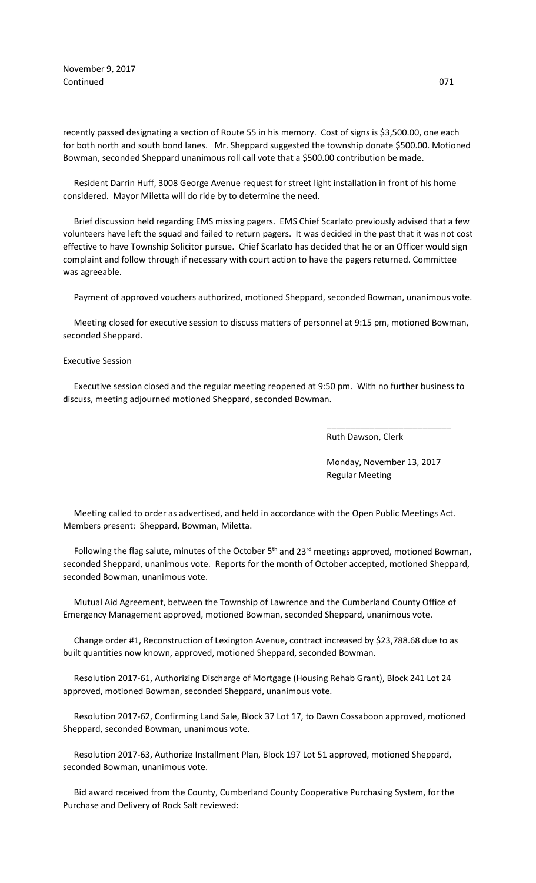recently passed designating a section of Route 55 in his memory. Cost of signs is $3,500.00, one each for both north and south bond lanes. Mr. Sheppard suggested the township donate $500.00. Motioned Bowman, seconded Sheppard unanimous roll call vote that a $500.00 contribution be made.

Resident Darrin Huff, 3008 George Avenue request for street light installation in front of his home considered. Mayor Miletta will do ride by to determine the need.

Brief discussion held regarding EMS missing pagers. EMS Chief Scarlato previously advised that a few volunteers have left the squad and failed to return pagers. It was decided in the past that it was not cost effective to have Township Solicitor pursue. Chief Scarlato has decided that he or an Officer would sign complaint and follow through if necessary with court action to have the pagers returned. Committee was agreeable.

Payment of approved vouchers authorized, motioned Sheppard, seconded Bowman, unanimous vote.

Meeting closed for executive session to discuss matters of personnel at 9:15 pm, motioned Bowman, seconded Sheppard.

Executive Session

Executive session closed and the regular meeting reopened at 9:50 pm. With no further business to discuss, meeting adjourned motioned Sheppard, seconded Bowman.

\_\_\_\_\_\_\_\_\_\_\_\_\_\_\_\_\_\_\_\_\_\_\_\_\_\_

Ruth Dawson, Clerk

Monday, November 13, 2017
Regular Meeting

Meeting called to order as advertised, and held in accordance with the Open Public Meetings Act. Members present: Sheppard, Bowman, Miletta.

Following the flag salute, minutes of the October 5th and 23rd meetings approved, motioned Bowman, seconded Sheppard, unanimous vote. Reports for the month of October accepted, motioned Sheppard, seconded Bowman, unanimous vote.

Mutual Aid Agreement, between the Township of Lawrence and the Cumberland County Office of Emergency Management approved, motioned Bowman, seconded Sheppard, unanimous vote.

Change order #1, Reconstruction of Lexington Avenue, contract increased by $23,788.68 due to as built quantities now known, approved, motioned Sheppard, seconded Bowman.

Resolution 2017-61, Authorizing Discharge of Mortgage (Housing Rehab Grant), Block 241 Lot 24 approved, motioned Bowman, seconded Sheppard, unanimous vote.

Resolution 2017-62, Confirming Land Sale, Block 37 Lot 17, to Dawn Cossaboon approved, motioned Sheppard, seconded Bowman, unanimous vote.

Resolution 2017-63, Authorize Installment Plan, Block 197 Lot 51 approved, motioned Sheppard, seconded Bowman, unanimous vote.

Bid award received from the County, Cumberland County Cooperative Purchasing System, for the Purchase and Delivery of Rock Salt reviewed: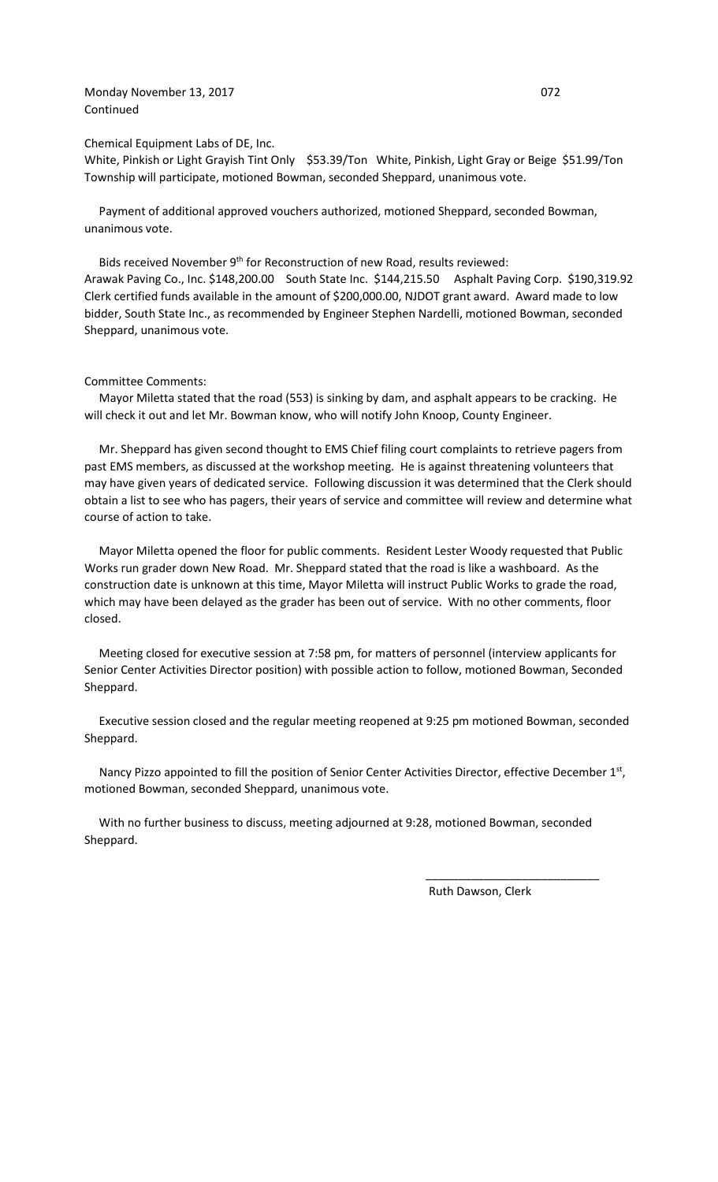Monday November 13, 2017
Continued

Chemical Equipment Labs of DE, Inc.
White, Pinkish or Light Grayish Tint Only $53.39/Ton White, Pinkish, Light Gray or Beige $51.99/Ton
Township will participate, motioned Bowman, seconded Sheppard, unanimous vote.

Payment of additional approved vouchers authorized, motioned Sheppard, seconded Bowman, unanimous vote.

Bids received November 9th for Reconstruction of new Road, results reviewed:
Arawak Paving Co., Inc. $148,200.00 South State Inc. $144,215.50 Asphalt Paving Corp. $190,319.92
Clerk certified funds available in the amount of $200,000.00, NJDOT grant award. Award made to low bidder, South State Inc., as recommended by Engineer Stephen Nardelli, motioned Bowman, seconded Sheppard, unanimous vote.

Committee Comments:

Mayor Miletta stated that the road (553) is sinking by dam, and asphalt appears to be cracking. He will check it out and let Mr. Bowman know, who will notify John Knoop, County Engineer.

Mr. Sheppard has given second thought to EMS Chief filing court complaints to retrieve pagers from past EMS members, as discussed at the workshop meeting. He is against threatening volunteers that may have given years of dedicated service. Following discussion it was determined that the Clerk should obtain a list to see who has pagers, their years of service and committee will review and determine what course of action to take.

Mayor Miletta opened the floor for public comments. Resident Lester Woody requested that Public Works run grader down New Road. Mr. Sheppard stated that the road is like a washboard. As the construction date is unknown at this time, Mayor Miletta will instruct Public Works to grade the road, which may have been delayed as the grader has been out of service. With no other comments, floor closed.

Meeting closed for executive session at 7:58 pm, for matters of personnel (interview applicants for Senior Center Activities Director position) with possible action to follow, motioned Bowman, Seconded Sheppard.

Executive session closed and the regular meeting reopened at 9:25 pm motioned Bowman, seconded Sheppard.

Nancy Pizzo appointed to fill the position of Senior Center Activities Director, effective December 1st, motioned Bowman, seconded Sheppard, unanimous vote.

With no further business to discuss, meeting adjourned at 9:28, motioned Bowman, seconded Sheppard.

\_\_\_\_\_\_\_\_\_\_\_\_\_\_\_\_\_\_\_\_\_\_\_\_\_\_\_\_

Ruth Dawson, Clerk